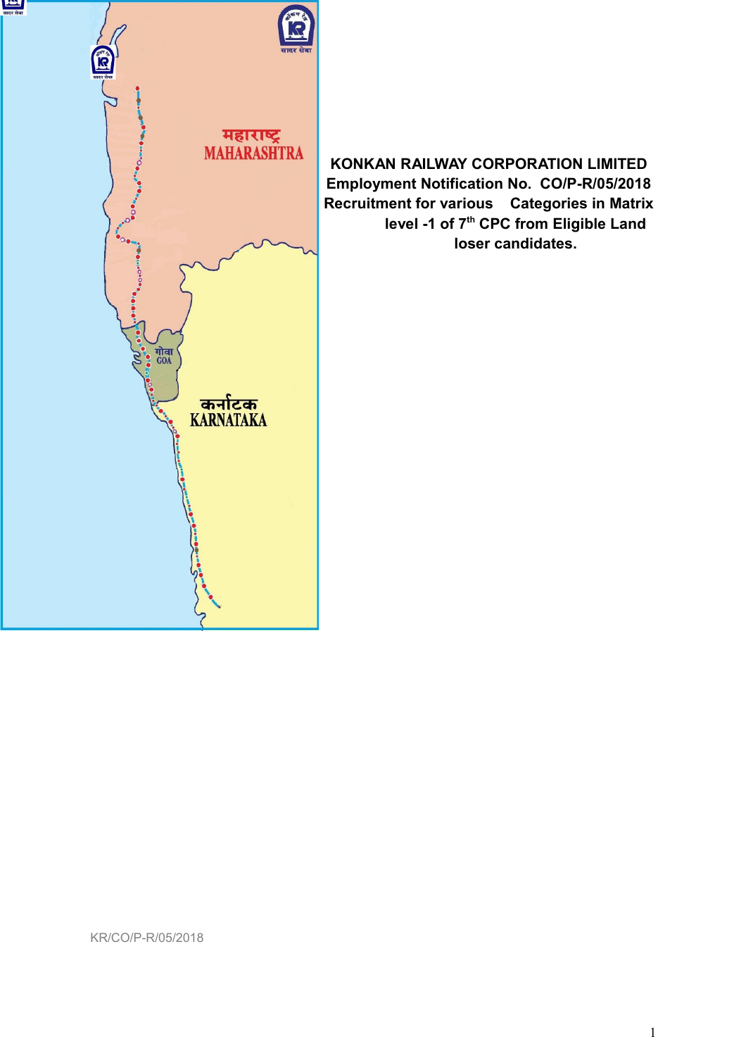**KONKAN RAILWAY CORPORATION LIMITED**
**Employment Notification No. CO/P-R/05/2018**
**Recruitment for various Categories in Matrix level -1 of 7th CPC from Eligible Land loser candidates.**

KR/CO/P-R/05/2018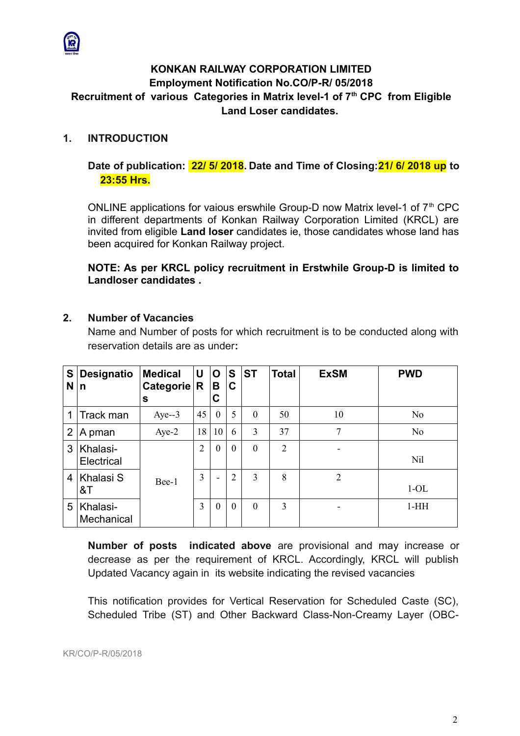**KONKAN RAILWAY CORPORATION LIMITED**
**Employment Notification No.CO/P-R/ 05/2018**
**Recruitment of various Categories in Matrix level-1 of 7th CPC from Eligible Land Loser candidates.**

## 1. INTRODUCTION

**Date of publication: 22/ 5/ 2018. Date and Time of Closing: 21/ 6/ 2018 up to 23:55 Hrs.**

ONLINE applications for vaious erswhile Group-D now Matrix level-1 of 7th CPC in different departments of Konkan Railway Corporation Limited (KRCL) are invited from eligible **Land loser** candidates ie, those candidates whose land has been acquired for Konkan Railway project.

**NOTE: As per KRCL policy recruitment in Erstwhile Group-D is limited to Landloser candidates .**

## 2. Number of Vacancies

Name and Number of posts for which recruitment is to be conducted along with reservation details are as under**:**

| SN | Designation | Medical Categories | UR | OBC | SC | ST | Total | ExSM | PWD |
|---|---|---|---|---|---|---|---|---|---|
| 1 | Track man | Aye--3 | 45 | 0 | 5 | 0 | 50 | 10 | No |
| 2 | A pman | Aye-2 | 18 | 10 | 6 | 3 | 37 | 7 | No |
| 3 | Khalasi-Electrical | Bee-1 | 2 | 0 | 0 | 0 | 2 | - | Nil |
| 4 | Khalasi S &T | | 3 | - | 2 | 3 | 8 | 2 | 1-OL |
| 5 | Khalasi-Mechanical | | 3 | 0 | 0 | 0 | 3 | - | 1-HH |

**Number of posts indicated above** are provisional and may increase or decrease as per the requirement of KRCL. Accordingly, KRCL will publish Updated Vacancy again in its website indicating the revised vacancies

This notification provides for Vertical Reservation for Scheduled Caste (SC), Scheduled Tribe (ST) and Other Backward Class-Non-Creamy Layer (OBC-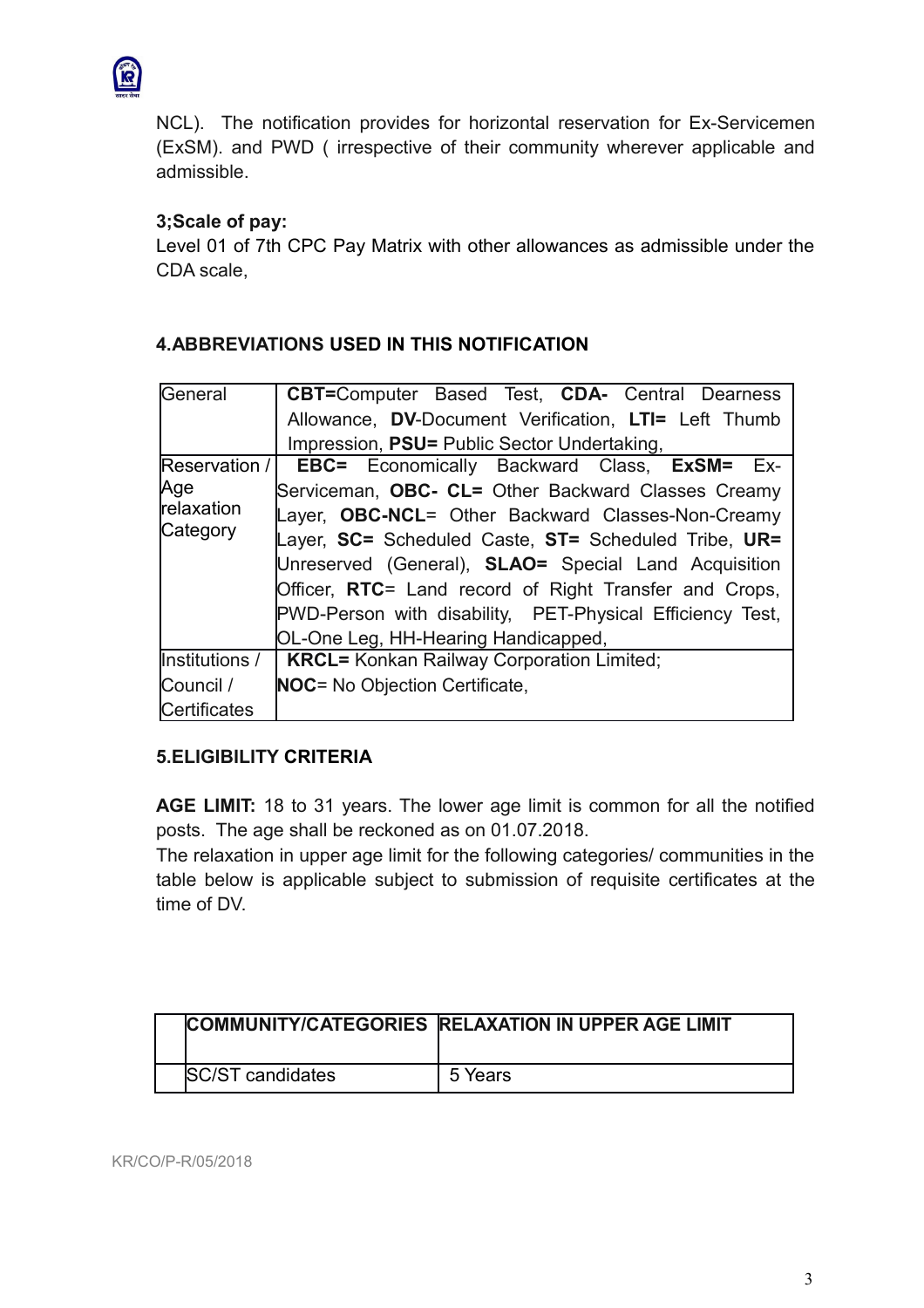NCL). The notification provides for horizontal reservation for Ex-Servicemen (ExSM). and PWD ( irrespective of their community wherever applicable and admissible.

**3;Scale of pay:**

Level 01 of 7th CPC Pay Matrix with other allowances as admissible under the CDA scale,

**4.ABBREVIATIONS USED IN THIS NOTIFICATION**

| | |
|---|---|
| General | **CBT=**Computer Based Test, **CDA-** Central Dearness Allowance, **DV**-Document Verification, **LTI=** Left Thumb Impression, **PSU=** Public Sector Undertaking, |
| Reservation / Age relaxation Category | **EBC=** Economically Backward Class, **ExSM=** Ex-Serviceman, **OBC- CL=** Other Backward Classes Creamy Layer, **OBC-NCL**= Other Backward Classes-Non-Creamy Layer, **SC=** Scheduled Caste, **ST=** Scheduled Tribe, **UR=** Unreserved (General), **SLAO=** Special Land Acquisition Officer, **RTC**= Land record of Right Transfer and Crops, PWD-Person with disability, PET-Physical Efficiency Test, OL-One Leg, HH-Hearing Handicapped, |
| Institutions / Council / Certificates | **KRCL=** Konkan Railway Corporation Limited; **NOC**= No Objection Certificate, |

**5.ELIGIBILITY CRITERIA**

**AGE LIMIT:** 18 to 31 years. The lower age limit is common for all the notified posts. The age shall be reckoned as on 01.07.2018.

The relaxation in upper age limit for the following categories/ communities in the table below is applicable subject to submission of requisite certificates at the time of DV.

| | COMMUNITY/CATEGORIES | RELAXATION IN UPPER AGE LIMIT |
|---|---|---|
| | SC/ST candidates | 5 Years |

KR/CO/P-R/05/2018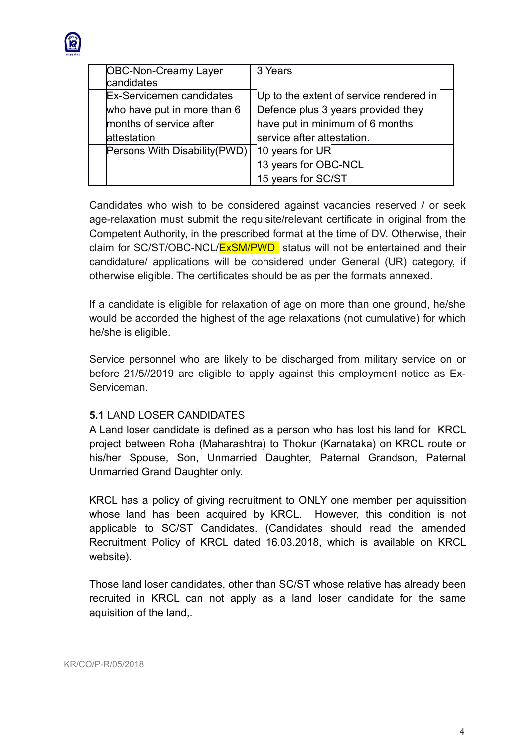| | | |
|---|---|---|
| | OBC-Non-Creamy Layer candidates | 3 Years |
| | Ex-Servicemen candidates who have put in more than 6 months of service after attestation | Up to the extent of service rendered in Defence plus 3 years provided they have put in minimum of 6 months service after attestation. |
| | Persons With Disability(PWD) | 10 years for UR<br>13 years for OBC-NCL<br>15 years for SC/ST |

Candidates who wish to be considered against vacancies reserved / or seek age-relaxation must submit the requisite/relevant certificate in original from the Competent Authority, in the prescribed format at the time of DV. Otherwise, their claim for SC/ST/OBC-NCL/ExSM/PWD status will not be entertained and their candidature/ applications will be considered under General (UR) category, if otherwise eligible. The certificates should be as per the formats annexed.

If a candidate is eligible for relaxation of age on more than one ground, he/she would be accorded the highest of the age relaxations (not cumulative) for which he/she is eligible.

Service personnel who are likely to be discharged from military service on or before 21/5//2019 are eligible to apply against this employment notice as Ex-Serviceman.

**5.1** LAND LOSER CANDIDATES

A Land loser candidate is defined as a person who has lost his land for KRCL project between Roha (Maharashtra) to Thokur (Karnataka) on KRCL route or his/her Spouse, Son, Unmarried Daughter, Paternal Grandson, Paternal Unmarried Grand Daughter only.

KRCL has a policy of giving recruitment to ONLY one member per aquissition whose land has been acquired by KRCL. However, this condition is not applicable to SC/ST Candidates. (Candidates should read the amended Recruitment Policy of KRCL dated 16.03.2018, which is available on KRCL website).

Those land loser candidates, other than SC/ST whose relative has already been recruited in KRCL can not apply as a land loser candidate for the same aquisition of the land,.

KR/CO/P-R/05/2018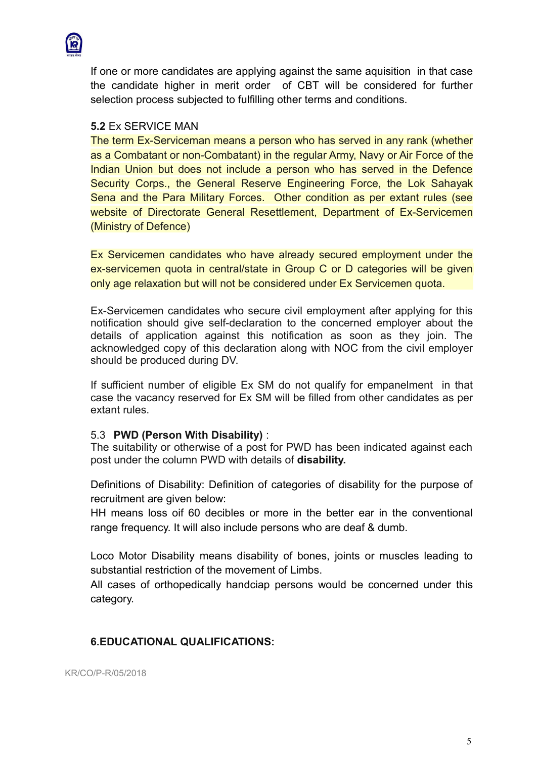If one or more candidates are applying against the same aquisition in that case the candidate higher in merit order of CBT will be considered for further selection process subjected to fulfilling other terms and conditions.

**5.2** Ex SERVICE MAN

The term Ex-Serviceman means a person who has served in any rank (whether as a Combatant or non-Combatant) in the regular Army, Navy or Air Force of the Indian Union but does not include a person who has served in the Defence Security Corps., the General Reserve Engineering Force, the Lok Sahayak Sena and the Para Military Forces. Other condition as per extant rules (see website of Directorate General Resettlement, Department of Ex-Servicemen (Ministry of Defence)

Ex Servicemen candidates who have already secured employment under the ex-servicemen quota in central/state in Group C or D categories will be given only age relaxation but will not be considered under Ex Servicemen quota.

Ex-Servicemen candidates who secure civil employment after applying for this notification should give self-declaration to the concerned employer about the details of application against this notification as soon as they join. The acknowledged copy of this declaration along with NOC from the civil employer should be produced during DV.

If sufficient number of eligible Ex SM do not qualify for empanelment in that case the vacancy reserved for Ex SM will be filled from other candidates as per extant rules.

5.3 **PWD (Person With Disability)** :

The suitability or otherwise of a post for PWD has been indicated against each post under the column PWD with details of **disability.**

Definitions of Disability: Definition of categories of disability for the purpose of recruitment are given below:

HH means loss oif 60 decibles or more in the better ear in the conventional range frequency. It will also include persons who are deaf & dumb.

Loco Motor Disability means disability of bones, joints or muscles leading to substantial restriction of the movement of Limbs.

All cases of orthopedically handciap persons would be concerned under this category.

**6.EDUCATIONAL QUALIFICATIONS:**

KR/CO/P-R/05/2018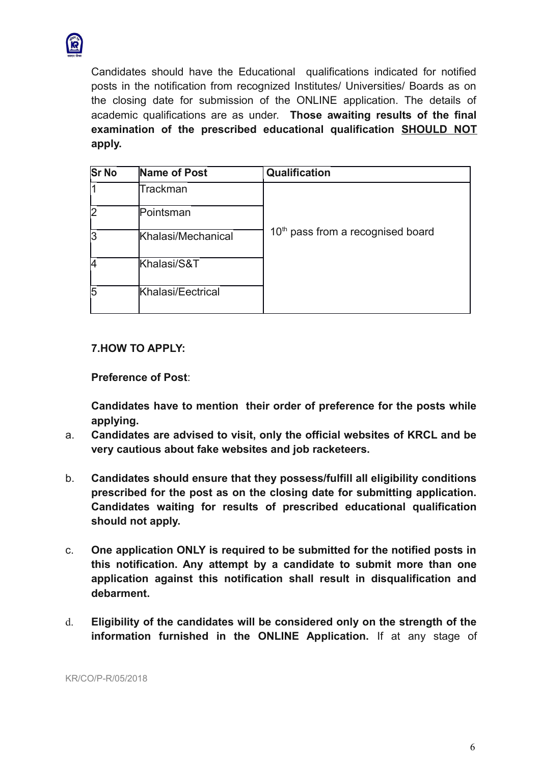Candidates should have the Educational qualifications indicated for notified posts in the notification from recognized Institutes/ Universities/ Boards as on the closing date for submission of the ONLINE application. The details of academic qualifications are as under. **Those awaiting results of the final examination of the prescribed educational qualification SHOULD NOT apply.**

| Sr No | Name of Post | Qualification |
|---|---|---|
| 1 | Trackman | 10th pass from a recognised board |
| 2 | Pointsman | |
| 3 | Khalasi/Mechanical | |
| 4 | Khalasi/S&T | |
| 5 | Khalasi/Eectrical | |

**7.HOW TO APPLY:**

**Preference of Post**:

**Candidates have to mention their order of preference for the posts while applying.**

a. **Candidates are advised to visit, only the official websites of KRCL and be very cautious about fake websites and job racketeers.**

b. **Candidates should ensure that they possess/fulfill all eligibility conditions prescribed for the post as on the closing date for submitting application. Candidates waiting for results of prescribed educational qualification should not apply.**

c. **One application ONLY is required to be submitted for the notified posts in this notification. Any attempt by a candidate to submit more than one application against this notification shall result in disqualification and debarment.**

d. **Eligibility of the candidates will be considered only on the strength of the information furnished in the ONLINE Application.** If at any stage of

KR/CO/P-R/05/2018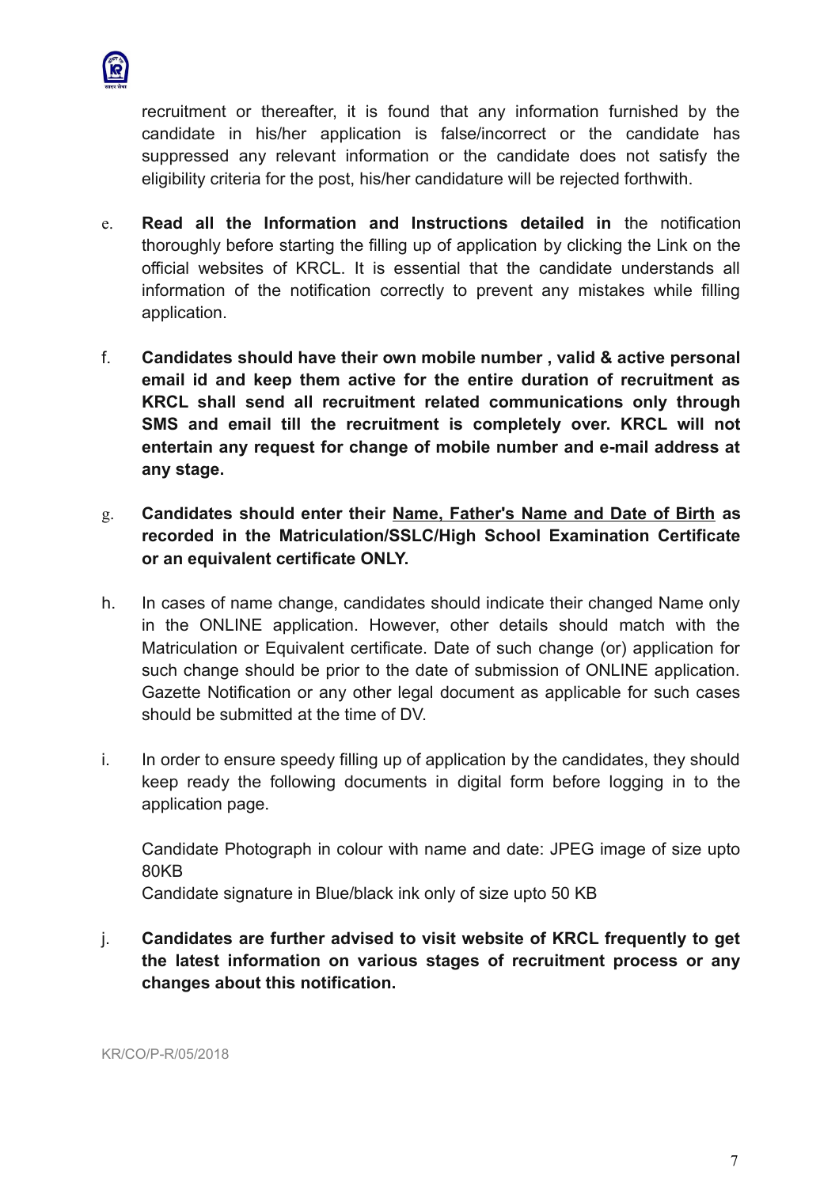recruitment or thereafter, it is found that any information furnished by the candidate in his/her application is false/incorrect or the candidate has suppressed any relevant information or the candidate does not satisfy the eligibility criteria for the post, his/her candidature will be rejected forthwith.

e. **Read all the Information and Instructions detailed in** the notification thoroughly before starting the filling up of application by clicking the Link on the official websites of KRCL. It is essential that the candidate understands all information of the notification correctly to prevent any mistakes while filling application.

f. **Candidates should have their own mobile number , valid & active personal email id and keep them active for the entire duration of recruitment as KRCL shall send all recruitment related communications only through SMS and email till the recruitment is completely over. KRCL will not entertain any request for change of mobile number and e-mail address at any stage.**

g. **Candidates should enter their <u>Name, Father's Name and Date of Birth</u> as recorded in the Matriculation/SSLC/High School Examination Certificate or an equivalent certificate ONLY.**

h. In cases of name change, candidates should indicate their changed Name only in the ONLINE application. However, other details should match with the Matriculation or Equivalent certificate. Date of such change (or) application for such change should be prior to the date of submission of ONLINE application. Gazette Notification or any other legal document as applicable for such cases should be submitted at the time of DV.

i. In order to ensure speedy filling up of application by the candidates, they should keep ready the following documents in digital form before logging in to the application page.

   Candidate Photograph in colour with name and date: JPEG image of size upto 80KB
   Candidate signature in Blue/black ink only of size upto 50 KB

j. **Candidates are further advised to visit website of KRCL frequently to get the latest information on various stages of recruitment process or any changes about this notification.**

KR/CO/P-R/05/2018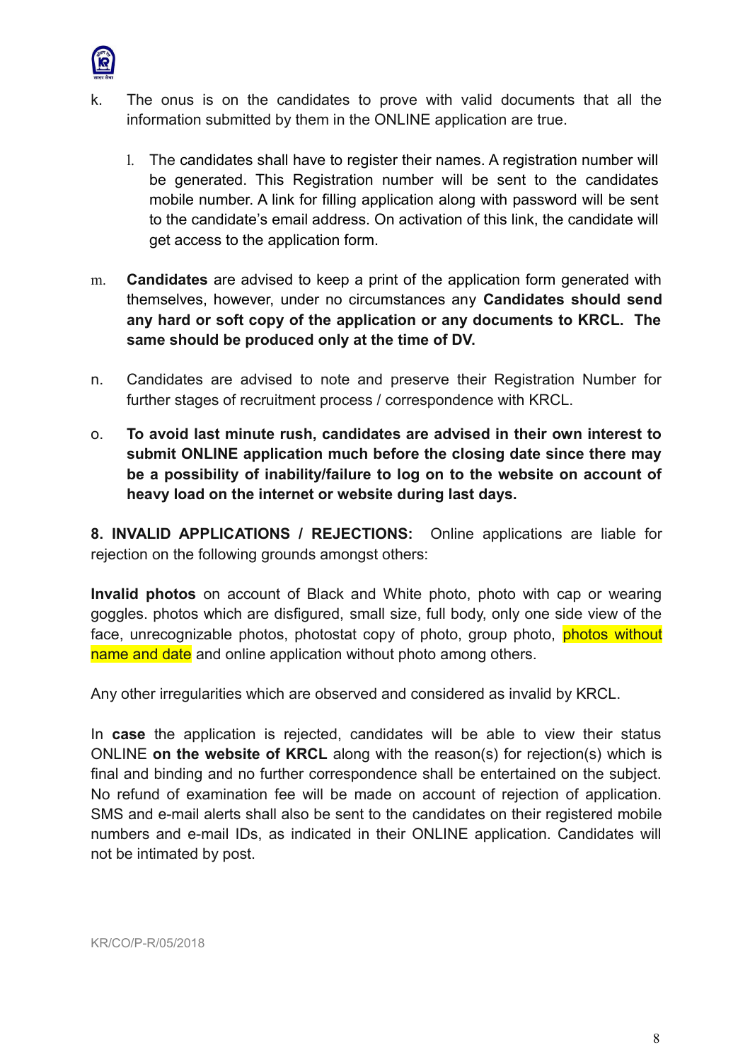k. The onus is on the candidates to prove with valid documents that all the information submitted by them in the ONLINE application are true.

l. The candidates shall have to register their names. A registration number will be generated. This Registration number will be sent to the candidates mobile number. A link for filling application along with password will be sent to the candidate's email address. On activation of this link, the candidate will get access to the application form.

m. **Candidates** are advised to keep a print of the application form generated with themselves, however, under no circumstances any **Candidates should send any hard or soft copy of the application or any documents to KRCL. The same should be produced only at the time of DV.**

n. Candidates are advised to note and preserve their Registration Number for further stages of recruitment process / correspondence with KRCL.

o. **To avoid last minute rush, candidates are advised in their own interest to submit ONLINE application much before the closing date since there may be a possibility of inability/failure to log on to the website on account of heavy load on the internet or website during last days.**

**8. INVALID APPLICATIONS / REJECTIONS:** Online applications are liable for rejection on the following grounds amongst others:

**Invalid photos** on account of Black and White photo, photo with cap or wearing goggles. photos which are disfigured, small size, full body, only one side view of the face, unrecognizable photos, photostat copy of photo, group photo, photos without name and date and online application without photo among others.

Any other irregularities which are observed and considered as invalid by KRCL.

In **case** the application is rejected, candidates will be able to view their status ONLINE **on the website of KRCL** along with the reason(s) for rejection(s) which is final and binding and no further correspondence shall be entertained on the subject. No refund of examination fee will be made on account of rejection of application. SMS and e-mail alerts shall also be sent to the candidates on their registered mobile numbers and e-mail IDs, as indicated in their ONLINE application. Candidates will not be intimated by post.

KR/CO/P-R/05/2018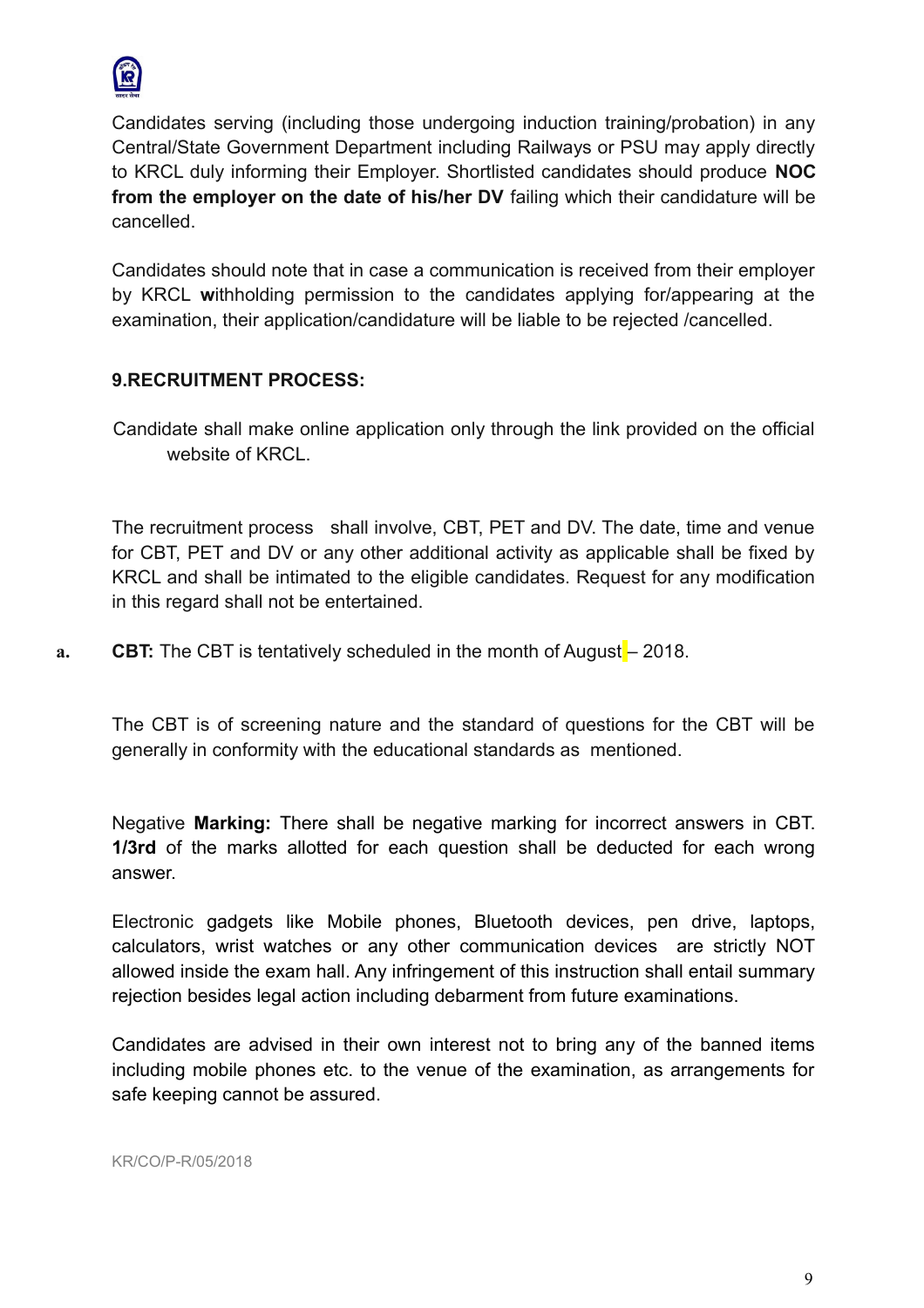Candidates serving (including those undergoing induction training/probation) in any Central/State Government Department including Railways or PSU may apply directly to KRCL duly informing their Employer. Shortlisted candidates should produce **NOC from the employer on the date of his/her DV** failing which their candidature will be cancelled.

Candidates should note that in case a communication is received from their employer by KRCL **w**ithholding permission to the candidates applying for/appearing at the examination, their application/candidature will be liable to be rejected /cancelled.

## 9.RECRUITMENT PROCESS:

Candidate shall make online application only through the link provided on the official website of KRCL.

The recruitment process shall involve, CBT, PET and DV. The date, time and venue for CBT, PET and DV or any other additional activity as applicable shall be fixed by KRCL and shall be intimated to the eligible candidates. Request for any modification in this regard shall not be entertained.

**a.** **CBT:** The CBT is tentatively scheduled in the month of August – 2018.

The CBT is of screening nature and the standard of questions for the CBT will be generally in conformity with the educational standards as mentioned.

Negative **Marking:** There shall be negative marking for incorrect answers in CBT. **1/3rd** of the marks allotted for each question shall be deducted for each wrong answer.

Electronic gadgets like Mobile phones, Bluetooth devices, pen drive, laptops, calculators, wrist watches or any other communication devices are strictly NOT allowed inside the exam hall. Any infringement of this instruction shall entail summary rejection besides legal action including debarment from future examinations.

Candidates are advised in their own interest not to bring any of the banned items including mobile phones etc. to the venue of the examination, as arrangements for safe keeping cannot be assured.

KR/CO/P-R/05/2018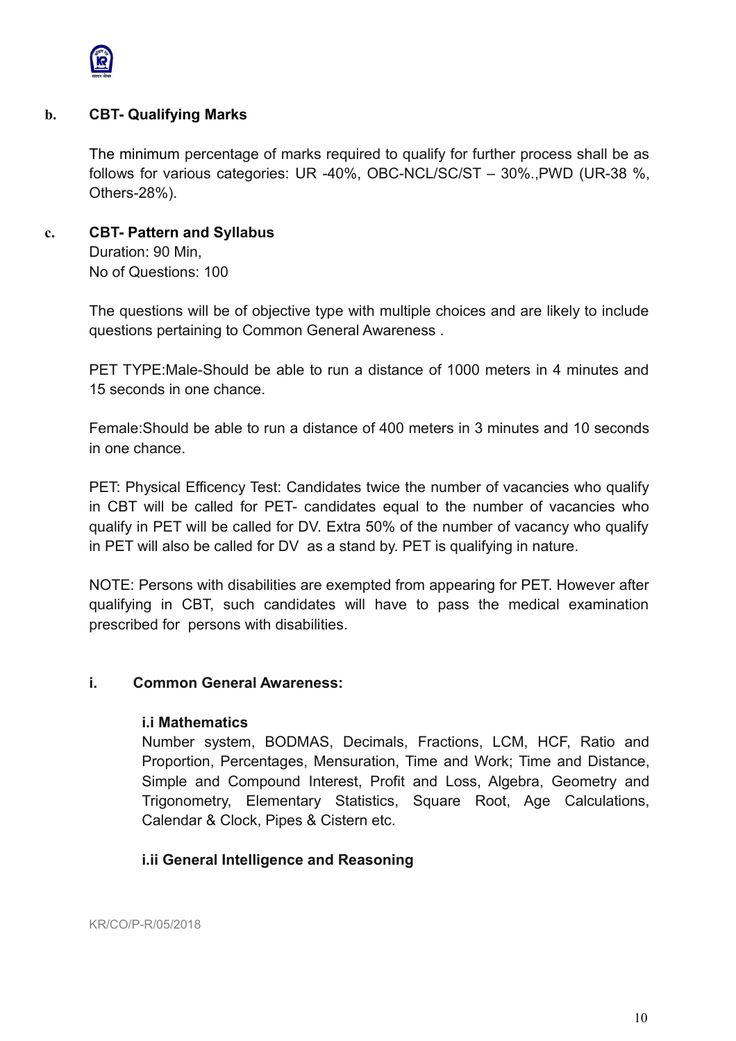**b. CBT- Qualifying Marks**

The minimum percentage of marks required to qualify for further process shall be as follows for various categories: UR -40%, OBC-NCL/SC/ST – 30%.,PWD (UR-38 %, Others-28%).

**c. CBT- Pattern and Syllabus**

Duration: 90 Min,
No of Questions: 100

The questions will be of objective type with multiple choices and are likely to include questions pertaining to Common General Awareness .

PET TYPE:Male-Should be able to run a distance of 1000 meters in 4 minutes and 15 seconds in one chance.

Female:Should be able to run a distance of 400 meters in 3 minutes and 10 seconds in one chance.

PET: Physical Efficency Test: Candidates twice the number of vacancies who qualify in CBT will be called for PET- candidates equal to the number of vacancies who qualify in PET will be called for DV. Extra 50% of the number of vacancy who qualify in PET will also be called for DV as a stand by. PET is qualifying in nature.

NOTE: Persons with disabilities are exempted from appearing for PET. However after qualifying in CBT, such candidates will have to pass the medical examination prescribed for persons with disabilities.

**i. Common General Awareness:**

**i.i Mathematics**

Number system, BODMAS, Decimals, Fractions, LCM, HCF, Ratio and Proportion, Percentages, Mensuration, Time and Work; Time and Distance, Simple and Compound Interest, Profit and Loss, Algebra, Geometry and Trigonometry, Elementary Statistics, Square Root, Age Calculations, Calendar & Clock, Pipes & Cistern etc.

**i.ii General Intelligence and Reasoning**

KR/CO/P-R/05/2018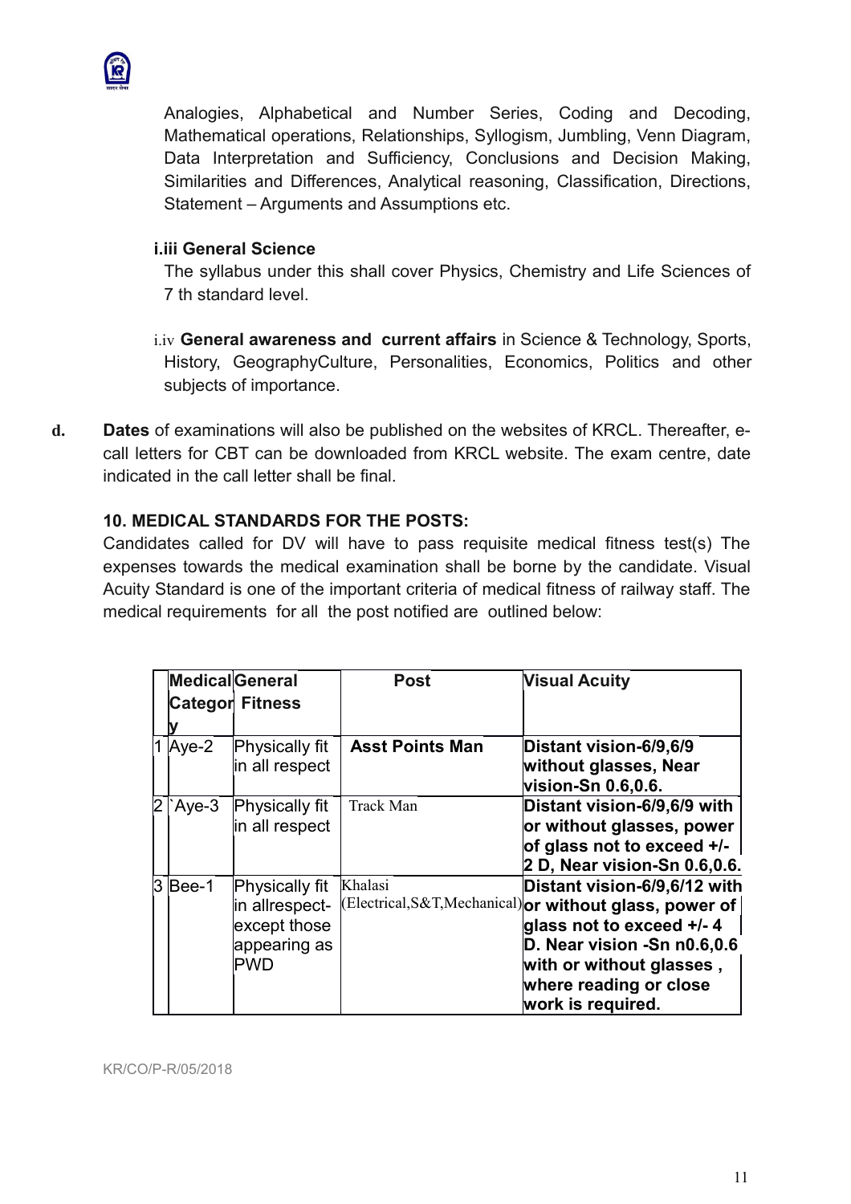Analogies, Alphabetical and Number Series, Coding and Decoding, Mathematical operations, Relationships, Syllogism, Jumbling, Venn Diagram, Data Interpretation and Sufficiency, Conclusions and Decision Making, Similarities and Differences, Analytical reasoning, Classification, Directions, Statement – Arguments and Assumptions etc.

**i.iii General Science**

The syllabus under this shall cover Physics, Chemistry and Life Sciences of 7 th standard level.

i.iv **General awareness and current affairs** in Science & Technology, Sports, History, GeographyCulture, Personalities, Economics, Politics and other subjects of importance.

**d.** **Dates** of examinations will also be published on the websites of KRCL. Thereafter, e-call letters for CBT can be downloaded from KRCL website. The exam centre, date indicated in the call letter shall be final.

### 10. MEDICAL STANDARDS FOR THE POSTS:

Candidates called for DV will have to pass requisite medical fitness test(s) The expenses towards the medical examination shall be borne by the candidate. Visual Acuity Standard is one of the important criteria of medical fitness of railway staff. The medical requirements for all the post notified are outlined below:

| | **Medical Category** | **General Fitness** | **Post** | **Visual Acuity** |
|---|---|---|---|---|
| 1 | Aye-2 | Physically fit in all respect | **Asst Points Man** | **Distant vision-6/9,6/9 without glasses, Near vision-Sn 0.6,0.6.** |
| 2 | `Aye-3 | Physically fit in all respect | Track Man | **Distant vision-6/9,6/9 with or without glasses, power of glass not to exceed +/- 2 D, Near vision-Sn 0.6,0.6.** |
| 3 | Bee-1 | Physically fit in allrespect- except those appearing as PWD | Khalasi (Electrical,S&T,Mechanical) | **Distant vision-6/9,6/12 with or without glass, power of glass not to exceed +/- 4 D. Near vision -Sn n0.6,0.6 with or without glasses , where reading or close work is required.** |

KR/CO/P-R/05/2018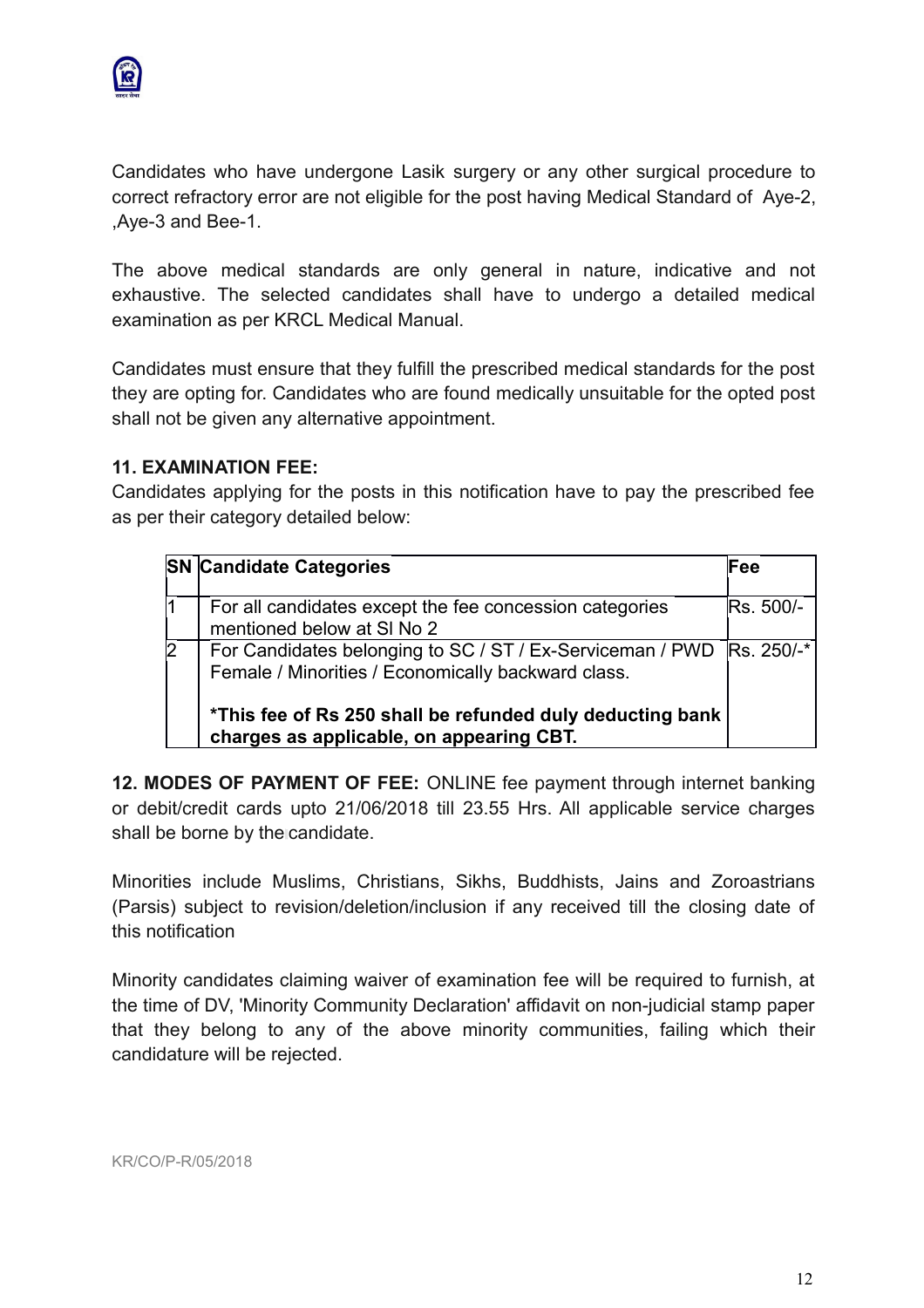Candidates who have undergone Lasik surgery or any other surgical procedure to correct refractory error are not eligible for the post having Medical Standard of Aye-2, ,Aye-3 and Bee-1.

The above medical standards are only general in nature, indicative and not exhaustive. The selected candidates shall have to undergo a detailed medical examination as per KRCL Medical Manual.

Candidates must ensure that they fulfill the prescribed medical standards for the post they are opting for. Candidates who are found medically unsuitable for the opted post shall not be given any alternative appointment.

**11. EXAMINATION FEE:**

Candidates applying for the posts in this notification have to pay the prescribed fee as per their category detailed below:

| SN | Candidate Categories | Fee |
|---|---|---|
| 1 | For all candidates except the fee concession categories mentioned below at Sl No 2 | Rs. 500/- |
| 2 | For Candidates belonging to SC / ST / Ex-Serviceman / PWD Female / Minorities / Economically backward class.<br><br>**\*This fee of Rs 250 shall be refunded duly deducting bank charges as applicable, on appearing CBT.** | Rs. 250/-* |

**12. MODES OF PAYMENT OF FEE:** ONLINE fee payment through internet banking or debit/credit cards upto 21/06/2018 till 23.55 Hrs. All applicable service charges shall be borne by the candidate.

Minorities include Muslims, Christians, Sikhs, Buddhists, Jains and Zoroastrians (Parsis) subject to revision/deletion/inclusion if any received till the closing date of this notification

Minority candidates claiming waiver of examination fee will be required to furnish, at the time of DV, 'Minority Community Declaration' affidavit on non-judicial stamp paper that they belong to any of the above minority communities, failing which their candidature will be rejected.

KR/CO/P-R/05/2018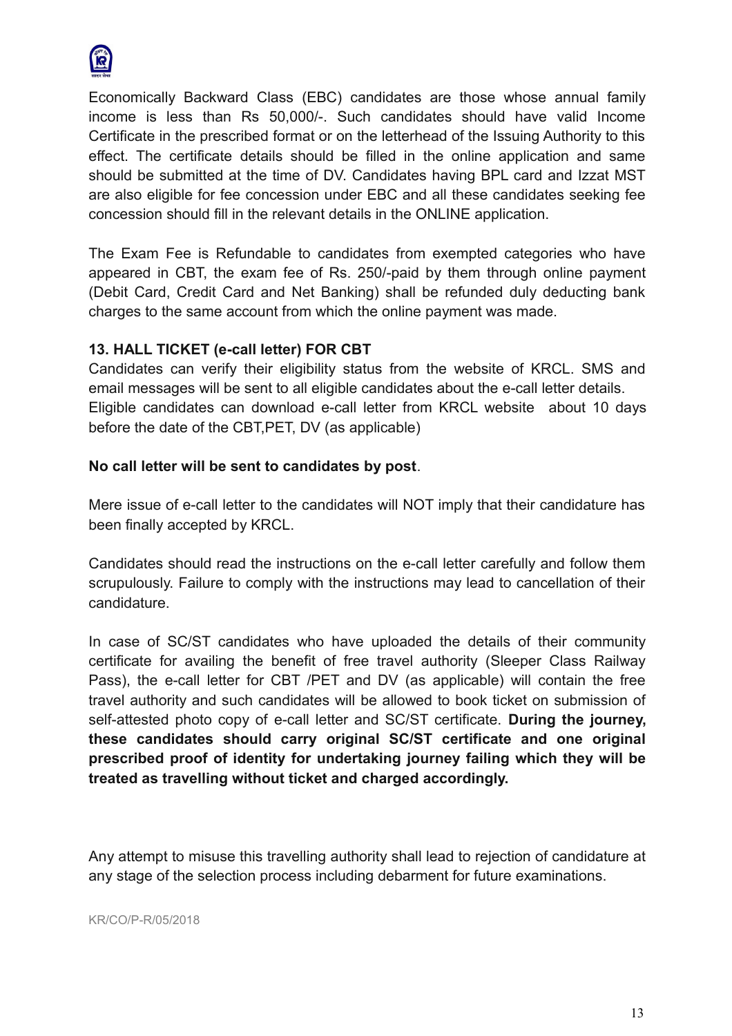Economically Backward Class (EBC) candidates are those whose annual family income is less than Rs 50,000/-. Such candidates should have valid Income Certificate in the prescribed format or on the letterhead of the Issuing Authority to this effect. The certificate details should be filled in the online application and same should be submitted at the time of DV. Candidates having BPL card and Izzat MST are also eligible for fee concession under EBC and all these candidates seeking fee concession should fill in the relevant details in the ONLINE application.

The Exam Fee is Refundable to candidates from exempted categories who have appeared in CBT, the exam fee of Rs. 250/-paid by them through online payment (Debit Card, Credit Card and Net Banking) shall be refunded duly deducting bank charges to the same account from which the online payment was made.

**13. HALL TICKET (e-call letter) FOR CBT**

Candidates can verify their eligibility status from the website of KRCL. SMS and email messages will be sent to all eligible candidates about the e-call letter details. Eligible candidates can download e-call letter from KRCL website about 10 days before the date of the CBT,PET, DV (as applicable)

**No call letter will be sent to candidates by post**.

Mere issue of e-call letter to the candidates will NOT imply that their candidature has been finally accepted by KRCL.

Candidates should read the instructions on the e-call letter carefully and follow them scrupulously. Failure to comply with the instructions may lead to cancellation of their candidature.

In case of SC/ST candidates who have uploaded the details of their community certificate for availing the benefit of free travel authority (Sleeper Class Railway Pass), the e-call letter for CBT /PET and DV (as applicable) will contain the free travel authority and such candidates will be allowed to book ticket on submission of self-attested photo copy of e-call letter and SC/ST certificate. **During the journey, these candidates should carry original SC/ST certificate and one original prescribed proof of identity for undertaking journey failing which they will be treated as travelling without ticket and charged accordingly.**

Any attempt to misuse this travelling authority shall lead to rejection of candidature at any stage of the selection process including debarment for future examinations.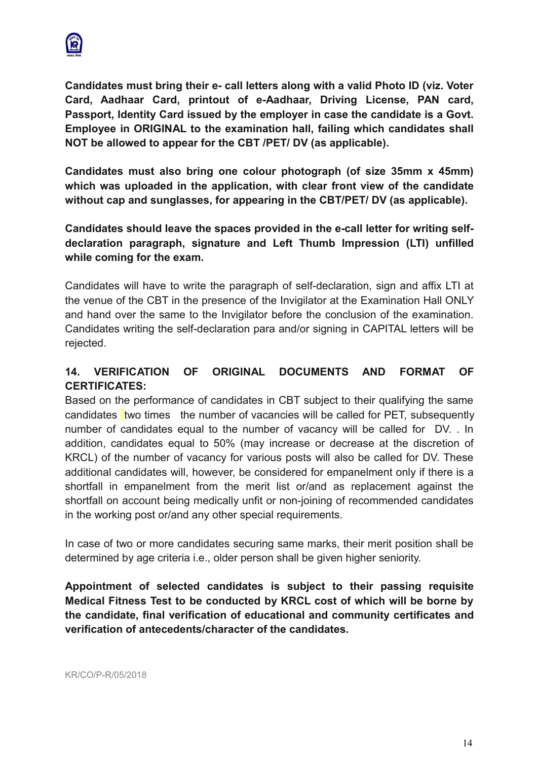**Candidates must bring their e- call letters along with a valid Photo ID (viz. Voter Card, Aadhaar Card, printout of e-Aadhaar, Driving License, PAN card, Passport, Identity Card issued by the employer in case the candidate is a Govt. Employee in ORIGINAL to the examination hall, failing which candidates shall NOT be allowed to appear for the CBT /PET/ DV (as applicable).**

**Candidates must also bring one colour photograph (of size 35mm x 45mm) which was uploaded in the application, with clear front view of the candidate without cap and sunglasses, for appearing in the CBT/PET/ DV (as applicable).**

**Candidates should leave the spaces provided in the e-call letter for writing self-declaration paragraph, signature and Left Thumb Impression (LTI) unfilled while coming for the exam.**

Candidates will have to write the paragraph of self-declaration, sign and affix LTI at the venue of the CBT in the presence of the Invigilator at the Examination Hall ONLY and hand over the same to the Invigilator before the conclusion of the examination. Candidates writing the self-declaration para and/or signing in CAPITAL letters will be rejected.

## 14. VERIFICATION OF ORIGINAL DOCUMENTS AND FORMAT OF CERTIFICATES:

Based on the performance of candidates in CBT subject to their qualifying the same candidates two times the number of vacancies will be called for PET, subsequently number of candidates equal to the number of vacancy will be called for DV. . In addition, candidates equal to 50% (may increase or decrease at the discretion of KRCL) of the number of vacancy for various posts will also be called for DV. These additional candidates will, however, be considered for empanelment only if there is a shortfall in empanelment from the merit list or/and as replacement against the shortfall on account being medically unfit or non-joining of recommended candidates in the working post or/and any other special requirements.

In case of two or more candidates securing same marks, their merit position shall be determined by age criteria i.e., older person shall be given higher seniority.

**Appointment of selected candidates is subject to their passing requisite Medical Fitness Test to be conducted by KRCL cost of which will be borne by the candidate, final verification of educational and community certificates and verification of antecedents/character of the candidates.**

KR/CO/P-R/05/2018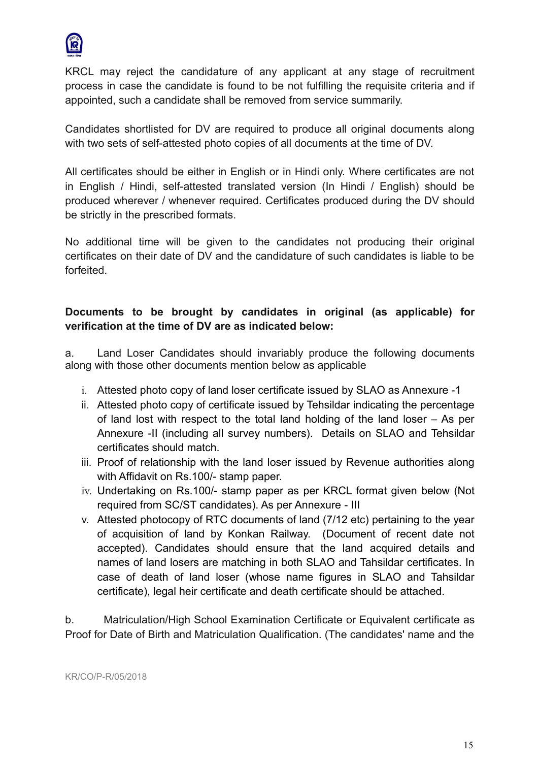KRCL may reject the candidature of any applicant at any stage of recruitment process in case the candidate is found to be not fulfilling the requisite criteria and if appointed, such a candidate shall be removed from service summarily.

Candidates shortlisted for DV are required to produce all original documents along with two sets of self-attested photo copies of all documents at the time of DV.

All certificates should be either in English or in Hindi only. Where certificates are not in English / Hindi, self-attested translated version (In Hindi / English) should be produced wherever / whenever required. Certificates produced during the DV should be strictly in the prescribed formats.

No additional time will be given to the candidates not producing their original certificates on their date of DV and the candidature of such candidates is liable to be forfeited.

**Documents to be brought by candidates in original (as applicable) for verification at the time of DV are as indicated below:**

a. Land Loser Candidates should invariably produce the following documents along with those other documents mention below as applicable

i. Attested photo copy of land loser certificate issued by SLAO as Annexure -1
ii. Attested photo copy of certificate issued by Tehsildar indicating the percentage of land lost with respect to the total land holding of the land loser – As per Annexure -II (including all survey numbers). Details on SLAO and Tehsildar certificates should match.
iii. Proof of relationship with the land loser issued by Revenue authorities along with Affidavit on Rs.100/- stamp paper.
iv. Undertaking on Rs.100/- stamp paper as per KRCL format given below (Not required from SC/ST candidates). As per Annexure - III
v. Attested photocopy of RTC documents of land (7/12 etc) pertaining to the year of acquisition of land by Konkan Railway. (Document of recent date not accepted). Candidates should ensure that the land acquired details and names of land losers are matching in both SLAO and Tahsildar certificates. In case of death of land loser (whose name figures in SLAO and Tehsildar certificate), legal heir certificate and death certificate should be attached.

b. Matriculation/High School Examination Certificate or Equivalent certificate as Proof for Date of Birth and Matriculation Qualification. (The candidates' name and the

KR/CO/P-R/05/2018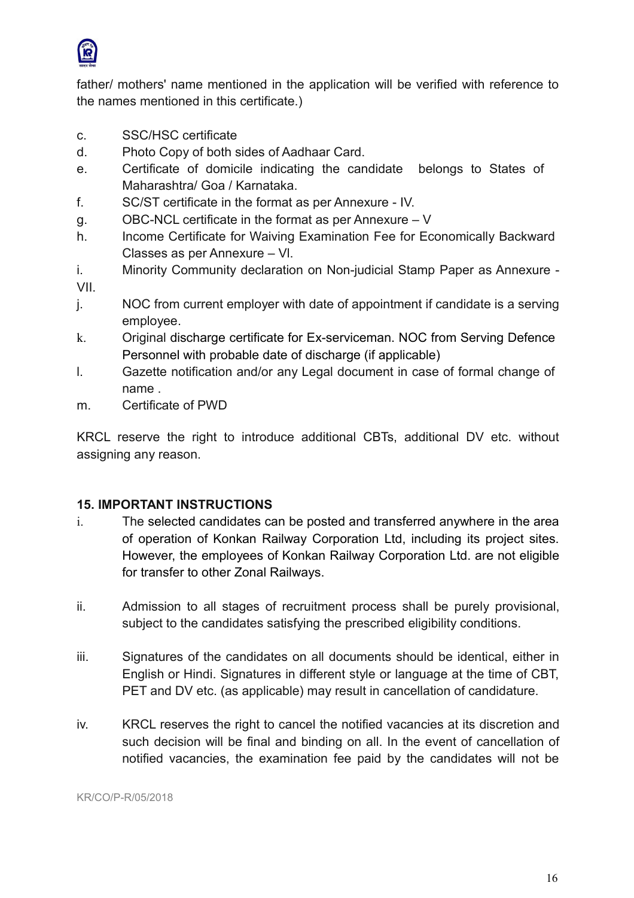father/ mothers' name mentioned in the application will be verified with reference to the names mentioned in this certificate.)

c. SSC/HSC certificate
d. Photo Copy of both sides of Aadhaar Card.
e. Certificate of domicile indicating the candidate belongs to States of Maharashtra/ Goa / Karnataka.
f. SC/ST certificate in the format as per Annexure - IV.
g. OBC-NCL certificate in the format as per Annexure – V
h. Income Certificate for Waiving Examination Fee for Economically Backward Classes as per Annexure – VI.
i. Minority Community declaration on Non-judicial Stamp Paper as Annexure - VII.
j. NOC from current employer with date of appointment if candidate is a serving employee.
k. Original discharge certificate for Ex-serviceman. NOC from Serving Defence Personnel with probable date of discharge (if applicable)
l. Gazette notification and/or any Legal document in case of formal change of name .
m. Certificate of PWD

KRCL reserve the right to introduce additional CBTs, additional DV etc. without assigning any reason.

## 15. IMPORTANT INSTRUCTIONS

i. The selected candidates can be posted and transferred anywhere in the area of operation of Konkan Railway Corporation Ltd, including its project sites. However, the employees of Konkan Railway Corporation Ltd. are not eligible for transfer to other Zonal Railways.

ii. Admission to all stages of recruitment process shall be purely provisional, subject to the candidates satisfying the prescribed eligibility conditions.

iii. Signatures of the candidates on all documents should be identical, either in English or Hindi. Signatures in different style or language at the time of CBT, PET and DV etc. (as applicable) may result in cancellation of candidature.

iv. KRCL reserves the right to cancel the notified vacancies at its discretion and such decision will be final and binding on all. In the event of cancellation of notified vacancies, the examination fee paid by the candidates will not be

KR/CO/P-R/05/2018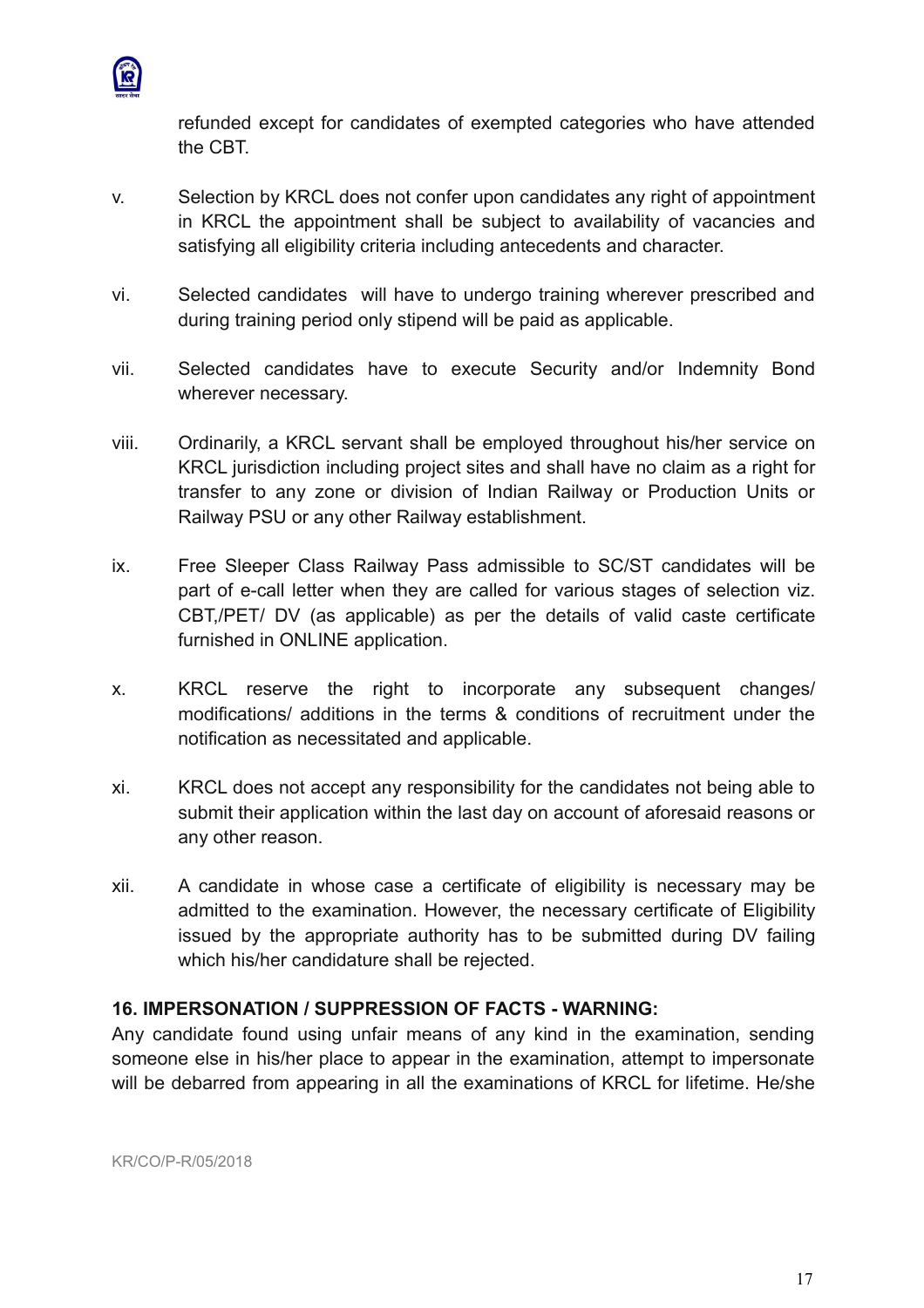refunded except for candidates of exempted categories who have attended the CBT.

v. Selection by KRCL does not confer upon candidates any right of appointment in KRCL the appointment shall be subject to availability of vacancies and satisfying all eligibility criteria including antecedents and character.

vi. Selected candidates will have to undergo training wherever prescribed and during training period only stipend will be paid as applicable.

vii. Selected candidates have to execute Security and/or Indemnity Bond wherever necessary.

viii. Ordinarily, a KRCL servant shall be employed throughout his/her service on KRCL jurisdiction including project sites and shall have no claim as a right for transfer to any zone or division of Indian Railway or Production Units or Railway PSU or any other Railway establishment.

ix. Free Sleeper Class Railway Pass admissible to SC/ST candidates will be part of e-call letter when they are called for various stages of selection viz. CBT,/PET/ DV (as applicable) as per the details of valid caste certificate furnished in ONLINE application.

x. KRCL reserve the right to incorporate any subsequent changes/ modifications/ additions in the terms & conditions of recruitment under the notification as necessitated and applicable.

xi. KRCL does not accept any responsibility for the candidates not being able to submit their application within the last day on account of aforesaid reasons or any other reason.

xii. A candidate in whose case a certificate of eligibility is necessary may be admitted to the examination. However, the necessary certificate of Eligibility issued by the appropriate authority has to be submitted during DV failing which his/her candidature shall be rejected.

**16. IMPERSONATION / SUPPRESSION OF FACTS - WARNING:**

Any candidate found using unfair means of any kind in the examination, sending someone else in his/her place to appear in the examination, attempt to impersonate will be debarred from appearing in all the examinations of KRCL for lifetime. He/she

KR/CO/P-R/05/2018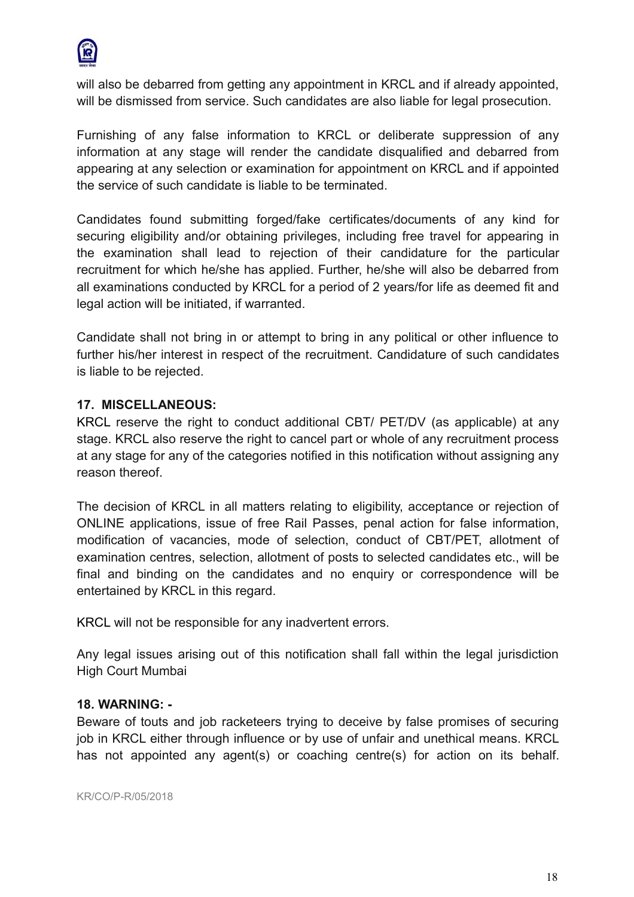will also be debarred from getting any appointment in KRCL and if already appointed, will be dismissed from service. Such candidates are also liable for legal prosecution.

Furnishing of any false information to KRCL or deliberate suppression of any information at any stage will render the candidate disqualified and debarred from appearing at any selection or examination for appointment on KRCL and if appointed the service of such candidate is liable to be terminated.

Candidates found submitting forged/fake certificates/documents of any kind for securing eligibility and/or obtaining privileges, including free travel for appearing in the examination shall lead to rejection of their candidature for the particular recruitment for which he/she has applied. Further, he/she will also be debarred from all examinations conducted by KRCL for a period of 2 years/for life as deemed fit and legal action will be initiated, if warranted.

Candidate shall not bring in or attempt to bring in any political or other influence to further his/her interest in respect of the recruitment. Candidature of such candidates is liable to be rejected.

**17. MISCELLANEOUS:**

KRCL reserve the right to conduct additional CBT/ PET/DV (as applicable) at any stage. KRCL also reserve the right to cancel part or whole of any recruitment process at any stage for any of the categories notified in this notification without assigning any reason thereof.

The decision of KRCL in all matters relating to eligibility, acceptance or rejection of ONLINE applications, issue of free Rail Passes, penal action for false information, modification of vacancies, mode of selection, conduct of CBT/PET, allotment of examination centres, selection, allotment of posts to selected candidates etc., will be final and binding on the candidates and no enquiry or correspondence will be entertained by KRCL in this regard.

KRCL will not be responsible for any inadvertent errors.

Any legal issues arising out of this notification shall fall within the legal jurisdiction High Court Mumbai

**18. WARNING: -**

Beware of touts and job racketeers trying to deceive by false promises of securing job in KRCL either through influence or by use of unfair and unethical means. KRCL has not appointed any agent(s) or coaching centre(s) for action on its behalf.

KR/CO/P-R/05/2018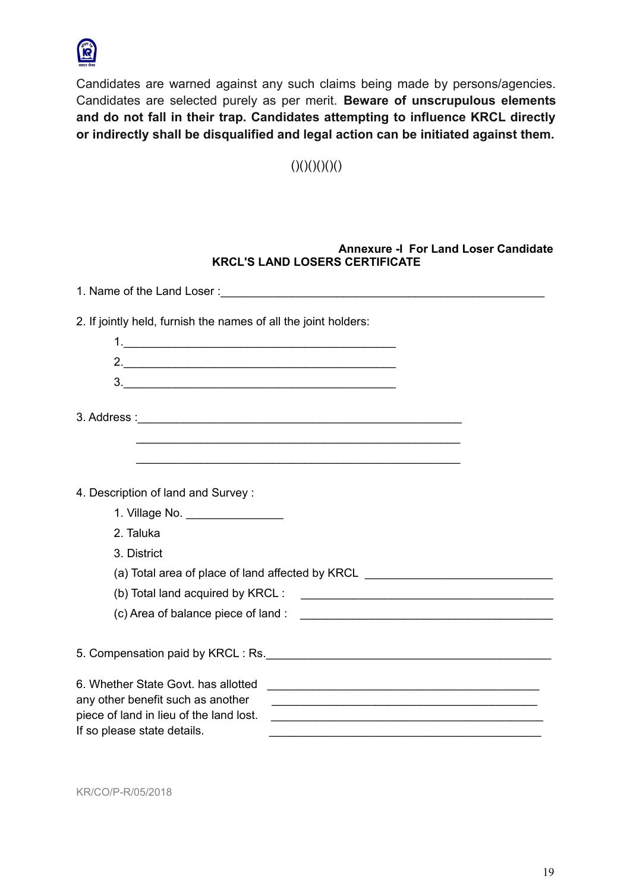Candidates are warned against any such claims being made by persons/agencies. Candidates are selected purely as per merit. **Beware of unscrupulous elements and do not fall in their trap. Candidates attempting to influence KRCL directly or indirectly shall be disqualified and legal action can be initiated against them.**

()()()()()()

**Annexure -I For Land Loser Candidate**

## KRCL'S LAND LOSERS CERTIFICATE

1. Name of the Land Loser :____________________________________________________

2. If jointly held, furnish the names of all the joint holders:

   1.___________________________________________

   2.___________________________________________

   3.___________________________________________

3. Address :____________________________________________________

   ____________________________________________________

   ____________________________________________________

4. Description of land and Survey :

   1. Village No. _______________

   2. Taluka

   3. District

   (a) Total area of place of land affected by KRCL ____________________________

   (b) Total land acquired by KRCL : ________________________________________

   (c) Area of balance piece of land : ________________________________________

5. Compensation paid by KRCL : Rs.____________________________________________

6. Whether State Govt. has allotted any other benefit such as another piece of land in lieu of the land lost. If so please state details. ___________________________________________

   ___________________________________________

   ___________________________________________

   ___________________________________________

KR/CO/P-R/05/2018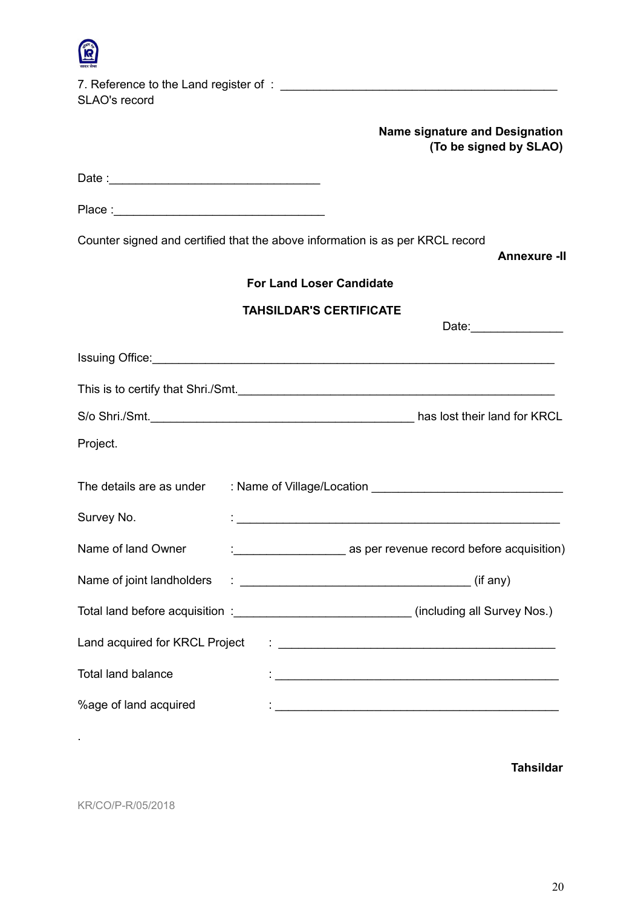7. Reference to the Land register of : ___________________________________________
SLAO's record

**Name signature and Designation**
**(To be signed by SLAO)**

Date :________________________________

Place :________________________________

Counter signed and certified that the above information is as per KRCL record

**Annexure -II**

**For Land Loser Candidate**

**TAHSILDAR'S CERTIFICATE**

Date:______________

Issuing Office:_____________________________________________________________

This is to certify that Shri./Smt.________________________________________________

S/o Shri./Smt.________________________________________ has lost their land for KRCL Project.

The details are as under : Name of Village/Location _____________________________

Survey No. : _________________________________________________

Name of land Owner :_________________ as per revenue record before acquisition)

Name of joint landholders : ___________________________________ (if any)

Total land before acquisition :___________________________ (including all Survey Nos.)

Land acquired for KRCL Project : ___________________________________________

Total land balance : ___________________________________________

%age of land acquired : ___________________________________________

.

**Tahsildar**

KR/CO/P-R/05/2018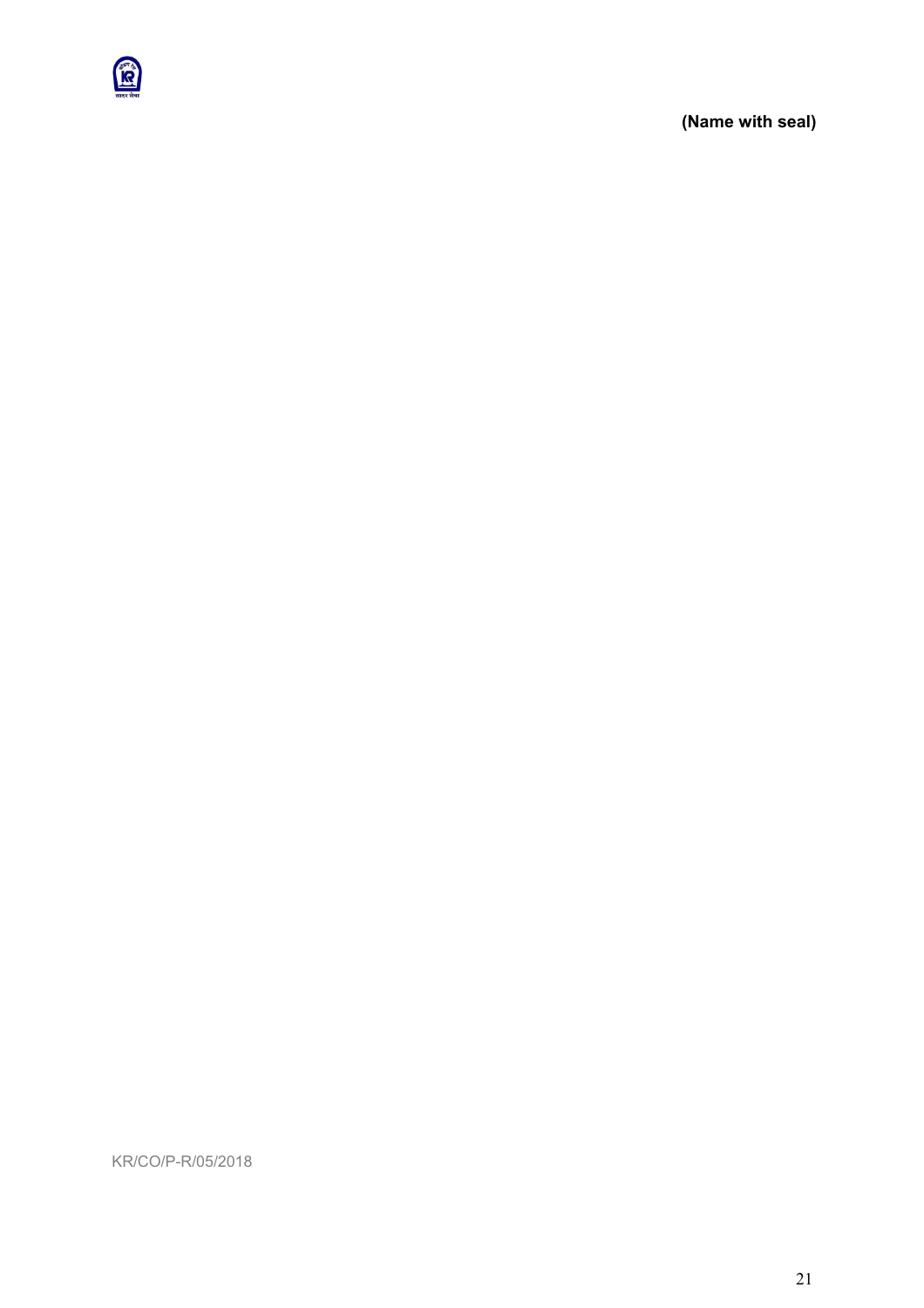**(Name with seal)**

KR/CO/P-R/05/2018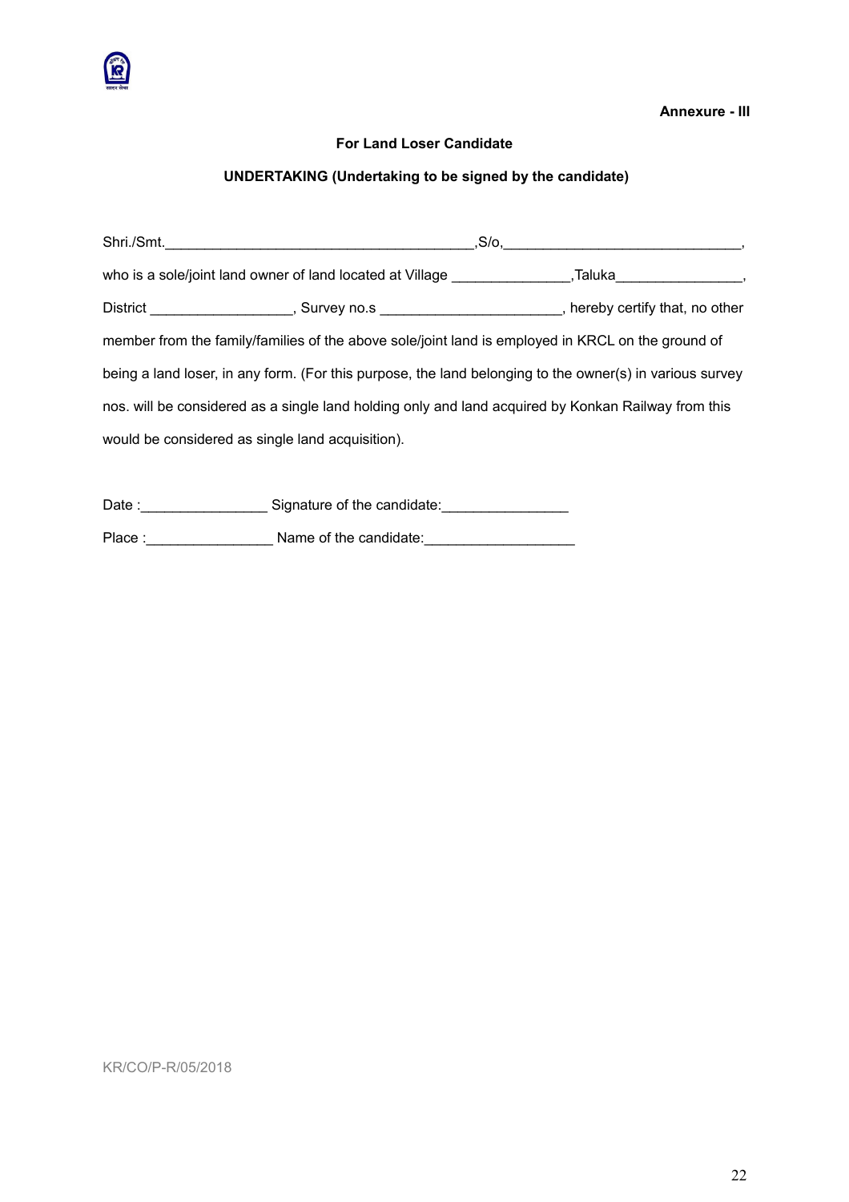**Annexure - III**

**For Land Loser Candidate**

**UNDERTAKING (Undertaking to be signed by the candidate)**

Shri./Smt.______________________________________,S/o,______________________________, who is a sole/joint land owner of land located at Village _______________,Taluka________________, District __________________, Survey no.s _______________________, hereby certify that, no other member from the family/families of the above sole/joint land is employed in KRCL on the ground of being a land loser, in any form. (For this purpose, the land belonging to the owner(s) in various survey nos. will be considered as a single land holding only and land acquired by Konkan Railway from this would be considered as single land acquisition).

Date :________________ Signature of the candidate:________________

Place :________________ Name of the candidate:___________________

KR/CO/P-R/05/2018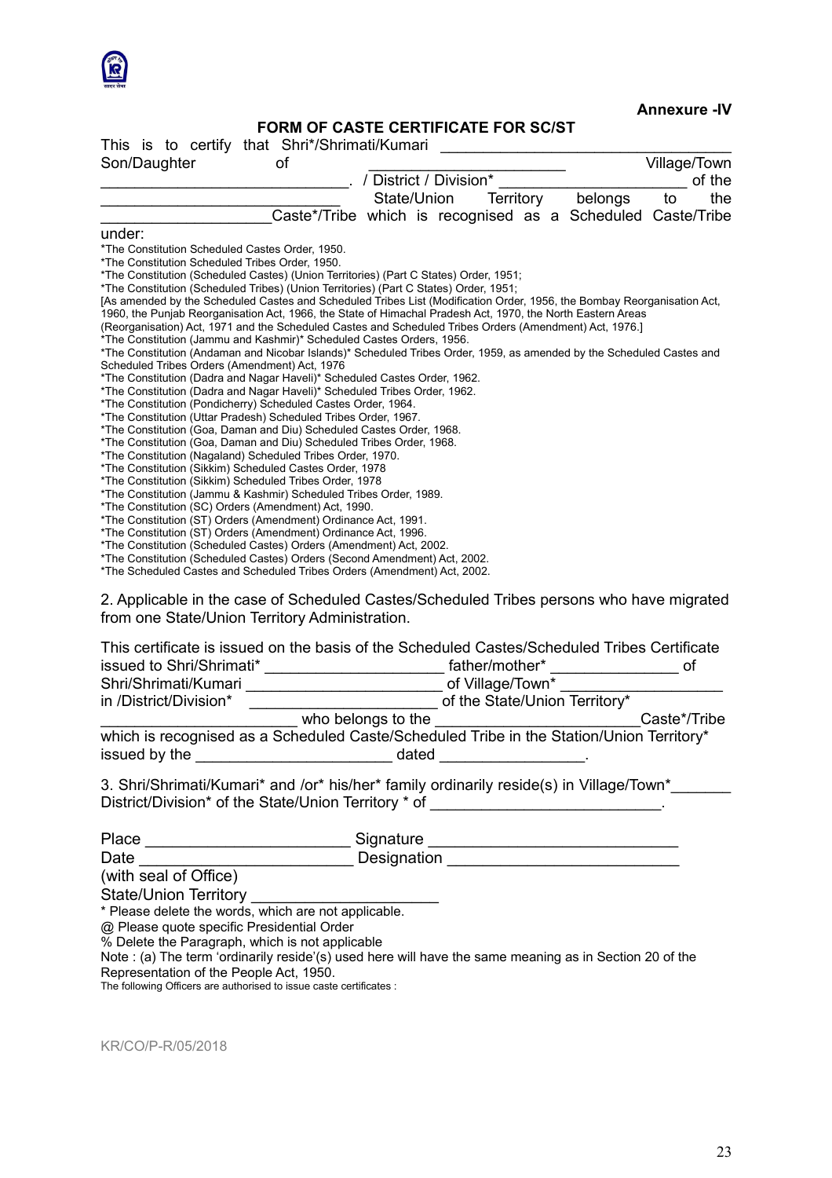**Annexure -IV**

## FORM OF CASTE CERTIFICATE FOR SC/ST

This is to certify that Shri*/Shrimati/Kumari ________________________________ Son/Daughter of ______________________ Village/Town ____________________________. / District / Division* ______________________ of the ________________________ State/Union Territory belongs to the ____________________Caste*/Tribe which is recognised as a Scheduled Caste/Tribe under:

*The Constitution Scheduled Castes Order, 1950.
*The Constitution Scheduled Tribes Order, 1950.
*The Constitution (Scheduled Castes) (Union Territories) (Part C States) Order, 1951;
*The Constitution (Scheduled Tribes) (Union Territories) (Part C States) Order, 1951;
[As amended by the Scheduled Castes and Scheduled Tribes List (Modification Order, 1956, the Bombay Reorganisation Act, 1960, the Punjab Reorganisation Act, 1966, the State of Himachal Pradesh Act, 1970, the North Eastern Areas (Reorganisation) Act, 1971 and the Scheduled Castes and Scheduled Tribes Orders (Amendment) Act, 1976.]
*The Constitution (Jammu and Kashmir)* Scheduled Castes Orders, 1956.
*The Constitution (Andaman and Nicobar Islands)* Scheduled Tribes Order, 1959, as amended by the Scheduled Castes and Scheduled Tribes Orders (Amendment) Act, 1976
*The Constitution (Dadra and Nagar Haveli)* Scheduled Castes Order, 1962.
*The Constitution (Dadra and Nagar Haveli)* Scheduled Tribes Order, 1962.
*The Constitution (Pondicherry) Scheduled Castes Order, 1964.
*The Constitution (Uttar Pradesh) Scheduled Tribes Order, 1967.
*The Constitution (Goa, Daman and Diu) Scheduled Castes Order, 1968.
*The Constitution (Goa, Daman and Diu) Scheduled Tribes Order, 1968.
*The Constitution (Nagaland) Scheduled Tribes Order, 1970.
*The Constitution (Sikkim) Scheduled Castes Order, 1978
*The Constitution (Sikkim) Scheduled Tribes Order, 1978
*The Constitution (Jammu & Kashmir) Scheduled Tribes Order, 1989.
*The Constitution (SC) Orders (Amendment) Act, 1990.
*The Constitution (ST) Orders (Amendment) Ordinance Act, 1991.
*The Constitution (ST) Orders (Amendment) Ordinance Act, 1996.
*The Constitution (Scheduled Castes) Orders (Amendment) Act, 2002.
*The Constitution (Scheduled Castes) Orders (Second Amendment) Act, 2002.
*The Scheduled Castes and Scheduled Tribes Orders (Amendment) Act, 2002.

2. Applicable in the case of Scheduled Castes/Scheduled Tribes persons who have migrated from one State/Union Territory Administration.

This certificate is issued on the basis of the Scheduled Castes/Scheduled Tribes Certificate issued to Shri/Shrimati* ____________________ father/mother* ______________ of Shri/Shrimati/Kumari ______________________ of Village/Town* __________________ in /District/Division* ______________________ of the State/Union Territory* ______________________ who belongs to the ______________________Caste*/Tribe which is recognised as a Scheduled Caste/Scheduled Tribe in the Station/Union Territory* issued by the ______________________ dated ________________.

3. Shri/Shrimati/Kumari* and /or* his/her* family ordinarily reside(s) in Village/Town*_______ District/Division* of the State/Union Territory * of __________________________.

Place ______________________ Signature ____________________________
Date ______________________ Designation __________________________
(with seal of Office)
State/Union Territory ______________________

\* Please delete the words, which are not applicable.
@ Please quote specific Presidential Order
% Delete the Paragraph, which is not applicable
Note : (a) The term 'ordinarily reside'(s) used here will have the same meaning as in Section 20 of the Representation of the People Act, 1950.
The following Officers are authorised to issue caste certificates :

KR/CO/P-R/05/2018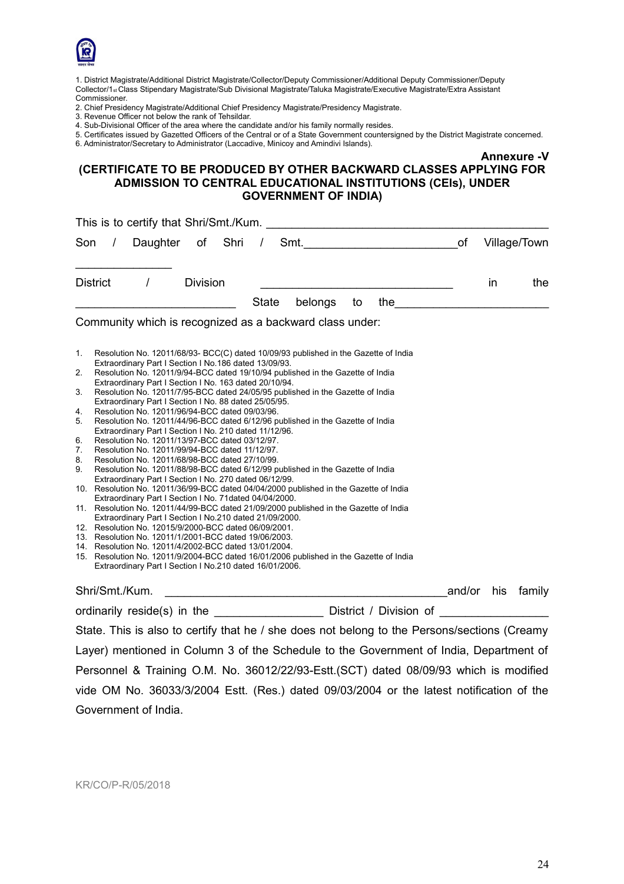1. District Magistrate/Additional District Magistrate/Collector/Deputy Commissioner/Additional Deputy Commissioner/Deputy Collector/1st Class Stipendary Magistrate/Sub Divisional Magistrate/Taluka Magistrate/Executive Magistrate/Extra Assistant Commissioner.
2. Chief Presidency Magistrate/Additional Chief Presidency Magistrate/Presidency Magistrate.
3. Revenue Officer not below the rank of Tehsildar.
4. Sub-Divisional Officer of the area where the candidate and/or his family normally resides.
5. Certificates issued by Gazetted Officers of the Central or of a State Government countersigned by the District Magistrate concerned.
6. Administrator/Secretary to Administrator (Laccadive, Minicoy and Amindivi Islands).

**Annexure -V**

## (CERTIFICATE TO BE PRODUCED BY OTHER BACKWARD CLASSES APPLYING FOR ADMISSION TO CENTRAL EDUCATIONAL INSTITUTIONS (CEIs), UNDER GOVERNMENT OF INDIA)

This is to certify that Shri/Smt./Kum. ____________________________________________ Son / Daughter of Shri / Smt.________________________ of Village/Town _______________ District / Division ______________________________ in the ________________________ State belongs to the________________________ Community which is recognized as a backward class under:

1. Resolution No. 12011/68/93- BCC(C) dated 10/09/93 published in the Gazette of India Extraordinary Part I Section I No.186 dated 13/09/93.
2. Resolution No. 12011/9/94-BCC dated 19/10/94 published in the Gazette of India Extraordinary Part I Section I No. 163 dated 20/10/94.
3. Resolution No. 12011/7/95-BCC dated 24/05/95 published in the Gazette of India Extraordinary Part I Section I No. 88 dated 25/05/95.
4. Resolution No. 12011/96/94-BCC dated 09/03/96.
5. Resolution No. 12011/44/96-BCC dated 6/12/96 published in the Gazette of India Extraordinary Part I Section I No. 210 dated 11/12/96.
6. Resolution No. 12011/13/97-BCC dated 03/12/97.
7. Resolution No. 12011/99/94-BCC dated 11/12/97.
8. Resolution No. 12011/68/98-BCC dated 27/10/99.
9. Resolution No. 12011/88/98-BCC dated 6/12/99 published in the Gazette of India Extraordinary Part I Section I No. 270 dated 06/12/99.
10. Resolution No. 12011/36/99-BCC dated 04/04/2000 published in the Gazette of India Extraordinary Part I Section I No. 71dated 04/04/2000.
11. Resolution No. 12011/44/99-BCC dated 21/09/2000 published in the Gazette of India Extraordinary Part I Section I No.210 dated 21/09/2000.
12. Resolution No. 12015/9/2000-BCC dated 06/09/2001.
13. Resolution No. 12011/1/2001-BCC dated 19/06/2003.
14. Resolution No. 12011/4/2002-BCC dated 13/01/2004.
15. Resolution No. 12011/9/2004-BCC dated 16/01/2006 published in the Gazette of India Extraordinary Part I Section I No.210 dated 16/01/2006.

Shri/Smt./Kum. ______________________________________________and/or his family ordinarily reside(s) in the _________________ District / Division of _________________ State. This is also to certify that he / she does not belong to the Persons/sections (Creamy Layer) mentioned in Column 3 of the Schedule to the Government of India, Department of Personnel & Training O.M. No. 36012/22/93-Estt.(SCT) dated 08/09/93 which is modified vide OM No. 36033/3/2004 Estt. (Res.) dated 09/03/2004 or the latest notification of the Government of India.

KR/CO/P-R/05/2018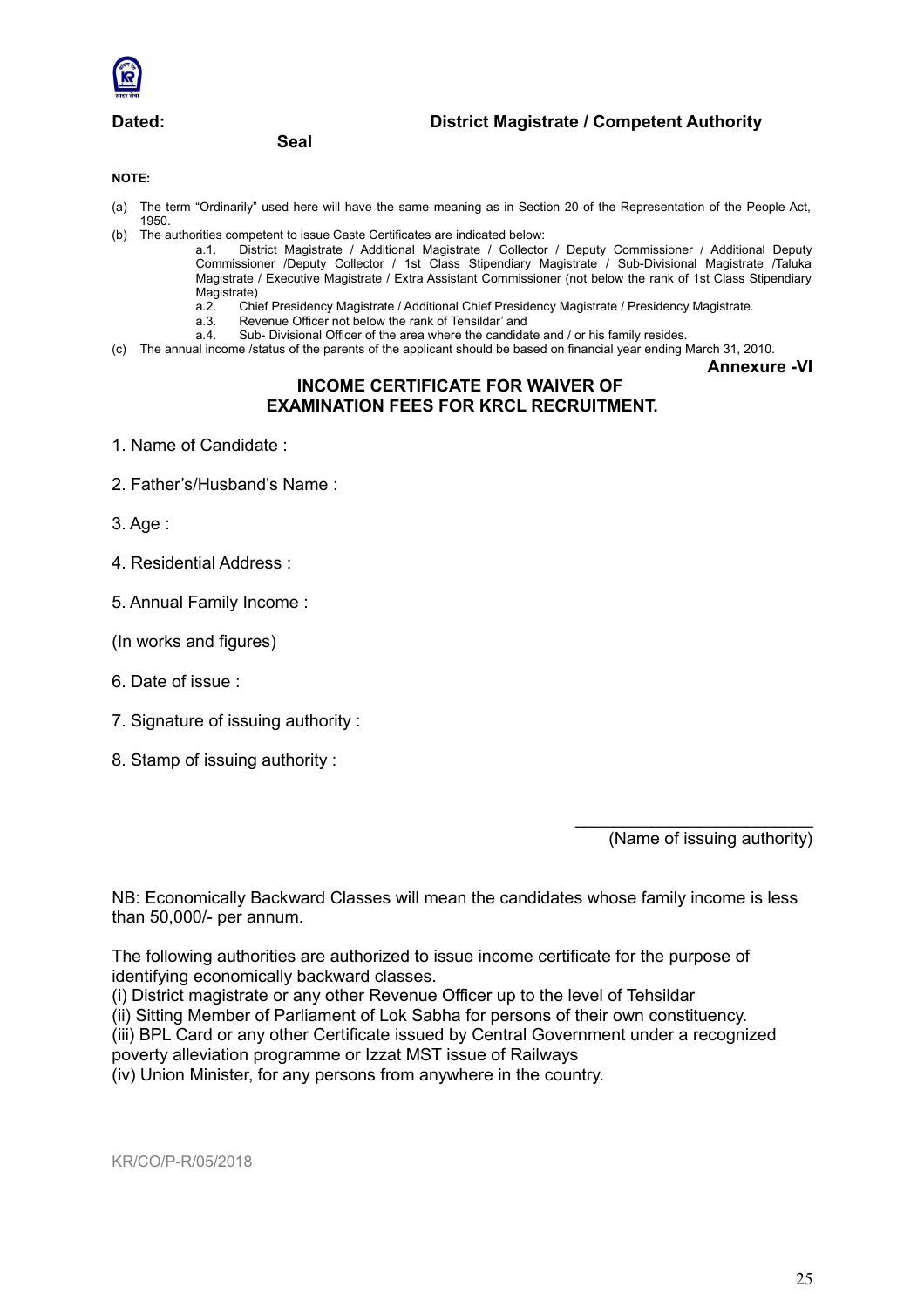**Dated:** **District Magistrate / Competent Authority**

**Seal**

**NOTE:**

(a) The term "Ordinarily" used here will have the same meaning as in Section 20 of the Representation of the People Act, 1950.

(b) The authorities competent to issue Caste Certificates are indicated below:

a.1. District Magistrate / Additional Magistrate / Collector / Deputy Commissioner / Additional Deputy Commissioner /Deputy Collector / 1st Class Stipendiary Magistrate / Sub-Divisional Magistrate /Taluka Magistrate / Executive Magistrate / Extra Assistant Commissioner (not below the rank of 1st Class Stipendiary Magistrate)

a.2. Chief Presidency Magistrate / Additional Chief Presidency Magistrate / Presidency Magistrate.

a.3. Revenue Officer not below the rank of Tehsildar' and

a.4. Sub- Divisional Officer of the area where the candidate and / or his family resides.

(c) The annual income /status of the parents of the applicant should be based on financial year ending March 31, 2010.

**Annexure -VI**

## INCOME CERTIFICATE FOR WAIVER OF EXAMINATION FEES FOR KRCL RECRUITMENT.

1. Name of Candidate :

2. Father's/Husband's Name :

3. Age :

4. Residential Address :

5. Annual Family Income :

(In works and figures)

6. Date of issue :

7. Signature of issuing authority :

8. Stamp of issuing authority :

\_\_\_\_\_\_\_\_\_\_\_\_\_\_\_\_\_\_\_\_\_\_\_\_\_\_

(Name of issuing authority)

NB: Economically Backward Classes will mean the candidates whose family income is less than 50,000/- per annum.

The following authorities are authorized to issue income certificate for the purpose of identifying economically backward classes.

(i) District magistrate or any other Revenue Officer up to the level of Tehsildar

(ii) Sitting Member of Parliament of Lok Sabha for persons of their own constituency.

(iii) BPL Card or any other Certificate issued by Central Government under a recognized poverty alleviation programme or Izzat MST issue of Railways

(iv) Union Minister, for any persons from anywhere in the country.

KR/CO/P-R/05/2018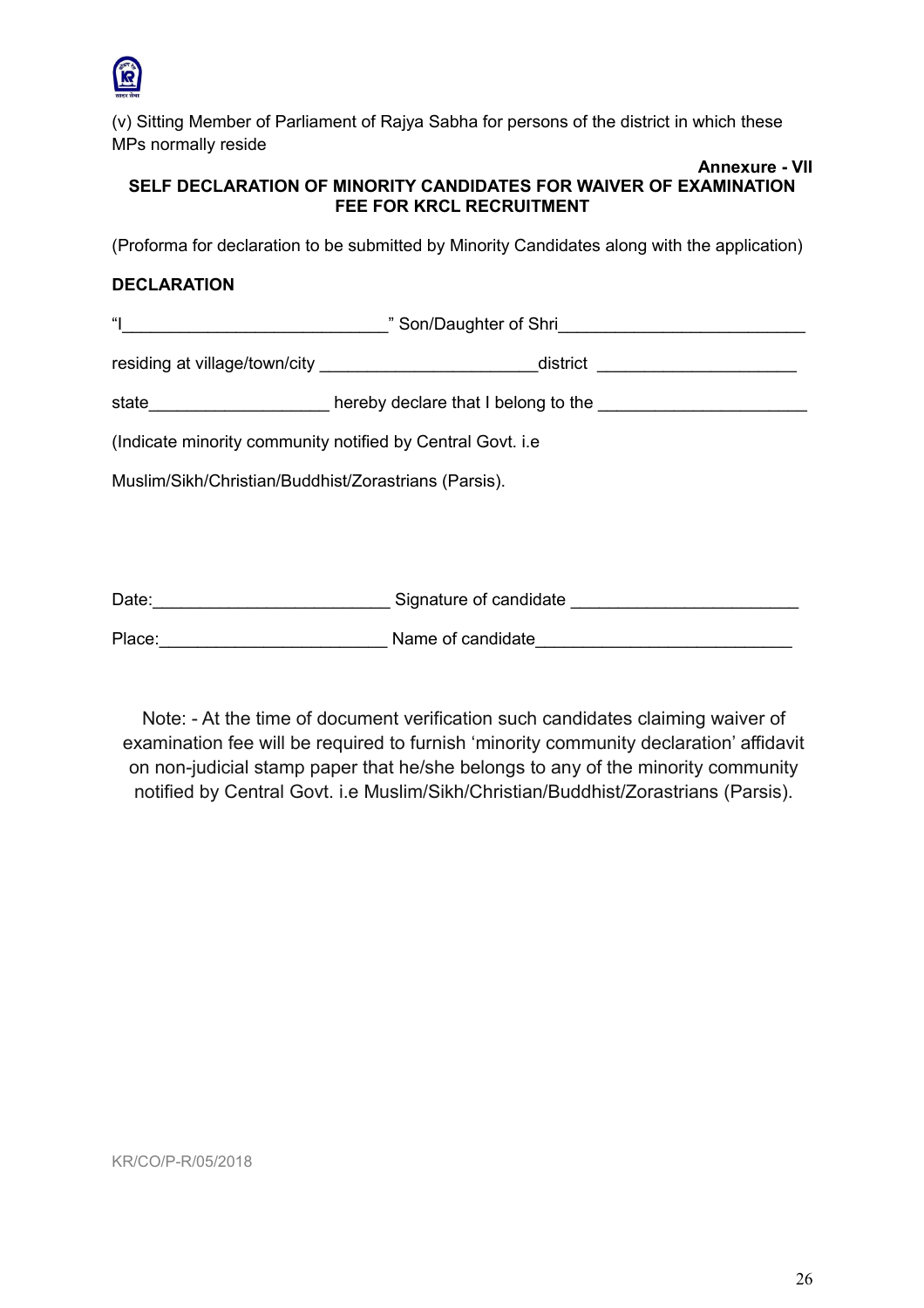(v) Sitting Member of Parliament of Rajya Sabha for persons of the district in which these MPs normally reside

**Annexure - VII**

## SELF DECLARATION OF MINORITY CANDIDATES FOR WAIVER OF EXAMINATION FEE FOR KRCL RECRUITMENT

(Proforma for declaration to be submitted by Minority Candidates along with the application)

**DECLARATION**

"I____________________________" Son/Daughter of Shri__________________________

residing at village/town/city ______________________district ____________________

state__________________ hereby declare that I belong to the ______________________

(Indicate minority community notified by Central Govt. i.e

Muslim/Sikh/Christian/Buddhist/Zorastrians (Parsis).

Date:________________________ Signature of candidate _______________________

Place:_______________________ Name of candidate__________________________

Note: - At the time of document verification such candidates claiming waiver of examination fee will be required to furnish 'minority community declaration' affidavit on non-judicial stamp paper that he/she belongs to any of the minority community notified by Central Govt. i.e Muslim/Sikh/Christian/Buddhist/Zorastrians (Parsis).

KR/CO/P-R/05/2018